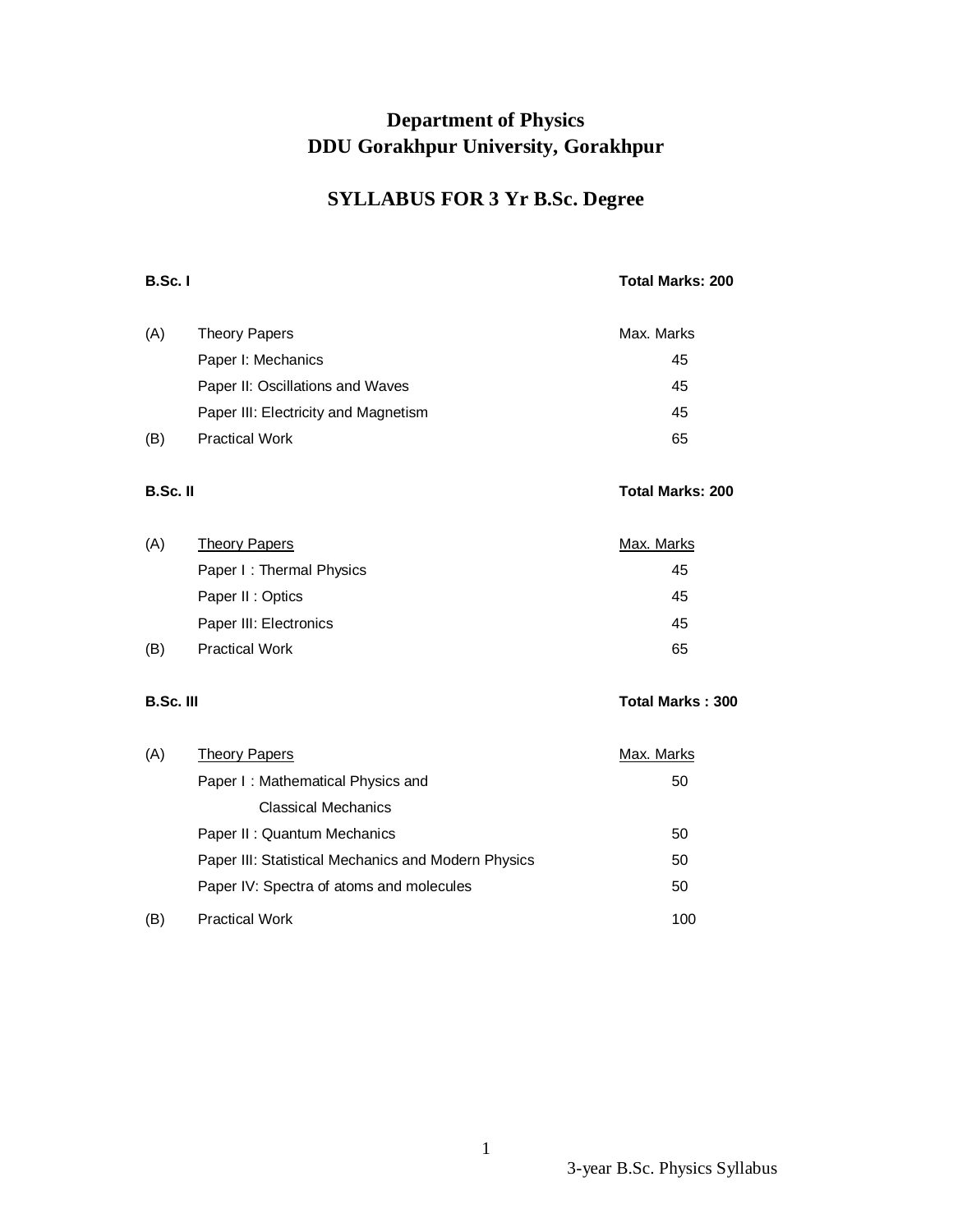# Department of Physics
# DDU Gorakhpur University, Gorakhpur

## SYLLABUS FOR 3 Yr B.Sc. Degree

**B.Sc. I** **Total Marks: 200**

| | | |
|---|---|---|
| (A) | Theory Papers | Max. Marks |
| | Paper I: Mechanics | 45 |
| | Paper II: Oscillations and Waves | 45 |
| | Paper III: Electricity and Magnetism | 45 |
| (B) | Practical Work | 65 |

**B.Sc. II** **Total Marks: 200**

| | | |
|---|---|---|
| (A) | Theory Papers | Max. Marks |
| | Paper I : Thermal Physics | 45 |
| | Paper II : Optics | 45 |
| | Paper III: Electronics | 45 |
| (B) | Practical Work | 65 |

**B.Sc. III** **Total Marks : 300**

| | | |
|---|---|---|
| (A) | Theory Papers | Max. Marks |
| | Paper I : Mathematical Physics and Classical Mechanics | 50 |
| | Paper II : Quantum Mechanics | 50 |
| | Paper III: Statistical Mechanics and Modern Physics | 50 |
| | Paper IV: Spectra of atoms and molecules | 50 |
| (B) | Practical Work | 100 |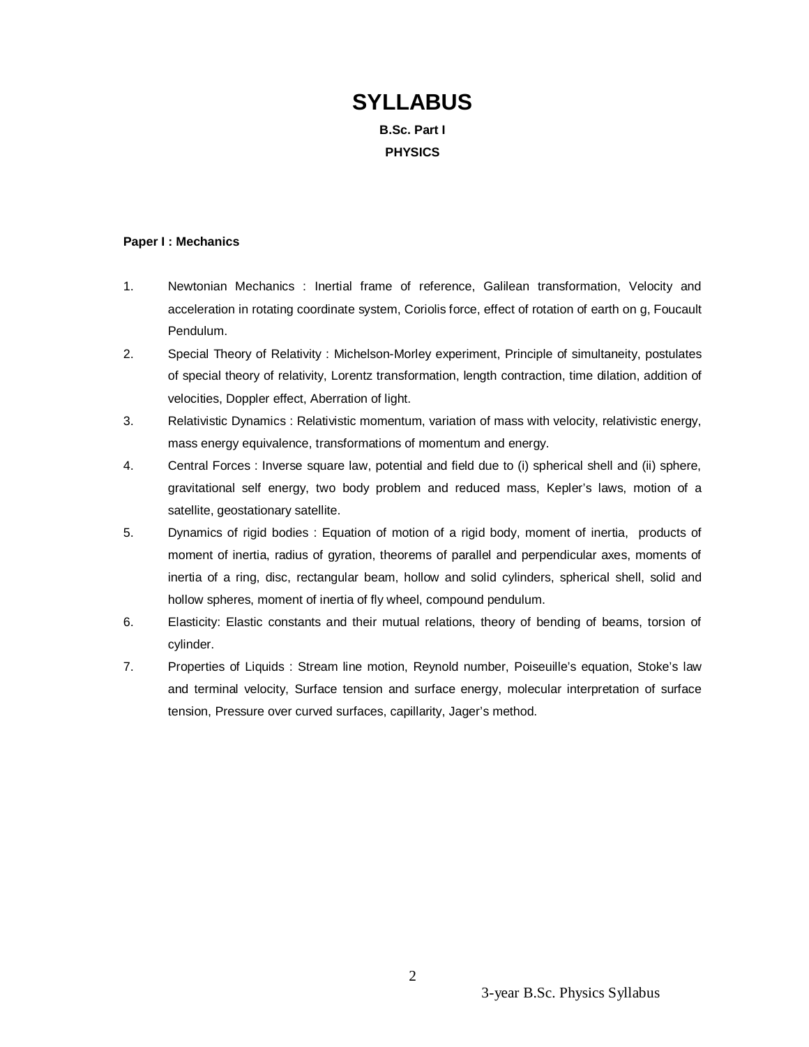# SYLLABUS

**B.Sc. Part I**

**PHYSICS**

**Paper I : Mechanics**

1. Newtonian Mechanics : Inertial frame of reference, Galilean transformation, Velocity and acceleration in rotating coordinate system, Coriolis force, effect of rotation of earth on g, Foucault Pendulum.
2. Special Theory of Relativity : Michelson-Morley experiment, Principle of simultaneity, postulates of special theory of relativity, Lorentz transformation, length contraction, time dilation, addition of velocities, Doppler effect, Aberration of light.
3. Relativistic Dynamics : Relativistic momentum, variation of mass with velocity, relativistic energy, mass energy equivalence, transformations of momentum and energy.
4. Central Forces : Inverse square law, potential and field due to (i) spherical shell and (ii) sphere, gravitational self energy, two body problem and reduced mass, Kepler's laws, motion of a satellite, geostationary satellite.
5. Dynamics of rigid bodies : Equation of motion of a rigid body, moment of inertia, products of moment of inertia, radius of gyration, theorems of parallel and perpendicular axes, moments of inertia of a ring, disc, rectangular beam, hollow and solid cylinders, spherical shell, solid and hollow spheres, moment of inertia of fly wheel, compound pendulum.
6. Elasticity: Elastic constants and their mutual relations, theory of bending of beams, torsion of cylinder.
7. Properties of Liquids : Stream line motion, Reynold number, Poiseuille's equation, Stoke's law and terminal velocity, Surface tension and surface energy, molecular interpretation of surface tension, Pressure over curved surfaces, capillarity, Jager's method.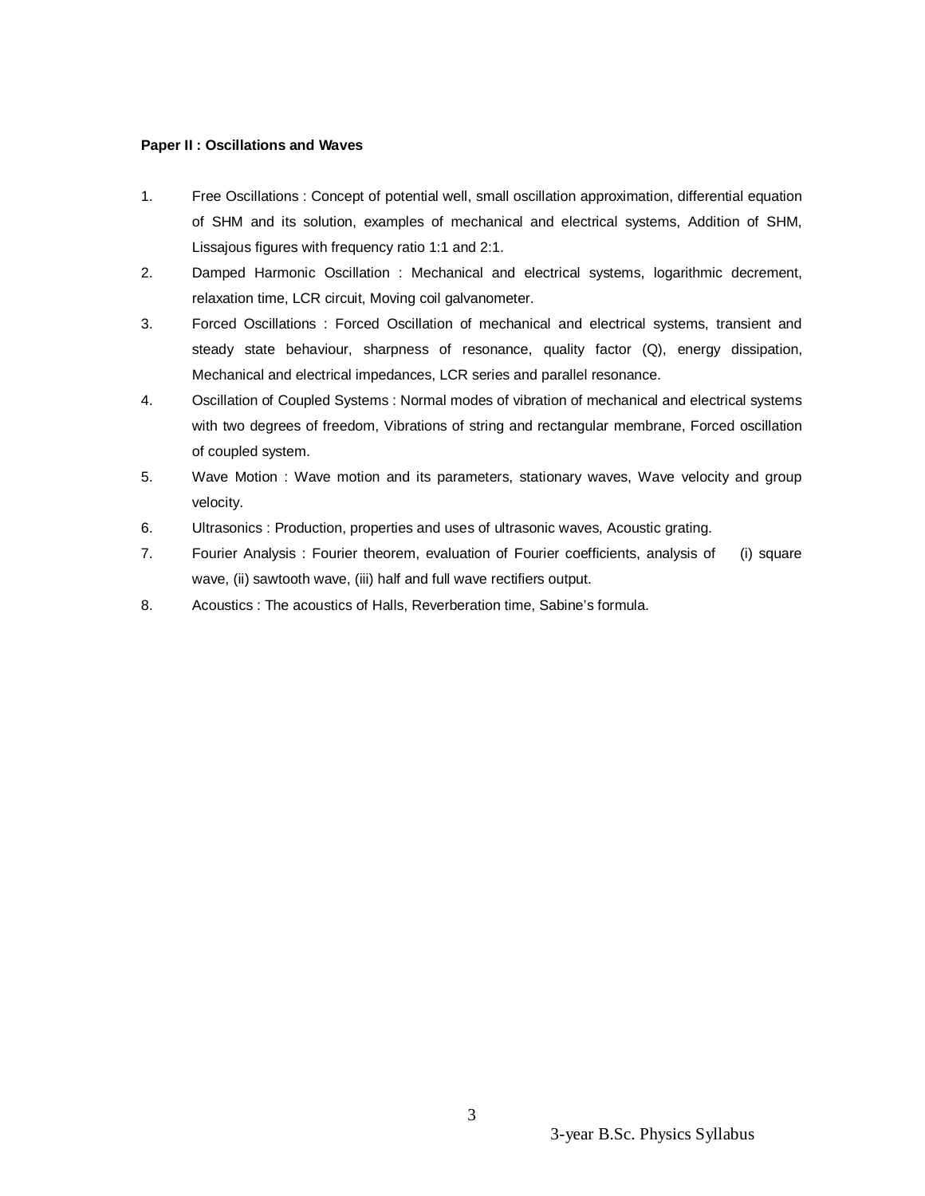**Paper II : Oscillations and Waves**

1. Free Oscillations : Concept of potential well, small oscillation approximation, differential equation of SHM and its solution, examples of mechanical and electrical systems, Addition of SHM, Lissajous figures with frequency ratio 1:1 and 2:1.
2. Damped Harmonic Oscillation : Mechanical and electrical systems, logarithmic decrement, relaxation time, LCR circuit, Moving coil galvanometer.
3. Forced Oscillations : Forced Oscillation of mechanical and electrical systems, transient and steady state behaviour, sharpness of resonance, quality factor (Q), energy dissipation, Mechanical and electrical impedances, LCR series and parallel resonance.
4. Oscillation of Coupled Systems : Normal modes of vibration of mechanical and electrical systems with two degrees of freedom, Vibrations of string and rectangular membrane, Forced oscillation of coupled system.
5. Wave Motion : Wave motion and its parameters, stationary waves, Wave velocity and group velocity.
6. Ultrasonics : Production, properties and uses of ultrasonic waves, Acoustic grating.
7. Fourier Analysis : Fourier theorem, evaluation of Fourier coefficients, analysis of (i) square wave, (ii) sawtooth wave, (iii) half and full wave rectifiers output.
8. Acoustics : The acoustics of Halls, Reverberation time, Sabine's formula.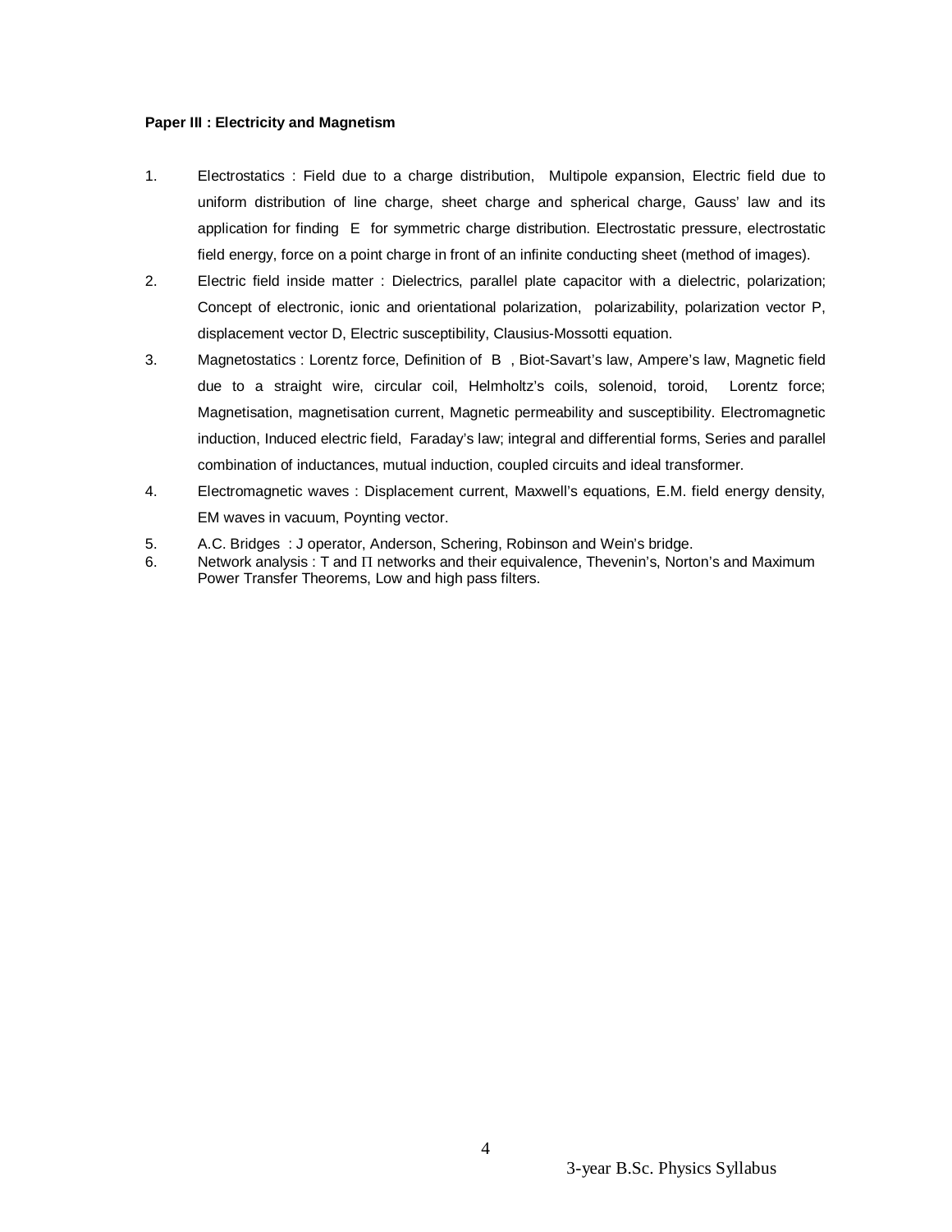**Paper III : Electricity and Magnetism**

1. Electrostatics : Field due to a charge distribution, Multipole expansion, Electric field due to uniform distribution of line charge, sheet charge and spherical charge, Gauss' law and its application for finding $E$ for symmetric charge distribution. Electrostatic pressure, electrostatic field energy, force on a point charge in front of an infinite conducting sheet (method of images).
2. Electric field inside matter : Dielectrics, parallel plate capacitor with a dielectric, polarization; Concept of electronic, ionic and orientational polarization, polarizability, polarization vector P, displacement vector D, Electric susceptibility, Clausius-Mossotti equation.
3. Magnetostatics : Lorentz force, Definition of $B$ , Biot-Savart's law, Ampere's law, Magnetic field due to a straight wire, circular coil, Helmholtz's coils, solenoid, toroid, Lorentz force; Magnetisation, magnetisation current, Magnetic permeability and susceptibility. Electromagnetic induction, Induced electric field, Faraday's law; integral and differential forms, Series and parallel combination of inductances, mutual induction, coupled circuits and ideal transformer.
4. Electromagnetic waves : Displacement current, Maxwell's equations, E.M. field energy density, EM waves in vacuum, Poynting vector.
5. A.C. Bridges : J operator, Anderson, Schering, Robinson and Wein's bridge.
6. Network analysis : T and $\Pi$ networks and their equivalence, Thevenin's, Norton's and Maximum Power Transfer Theorems, Low and high pass filters.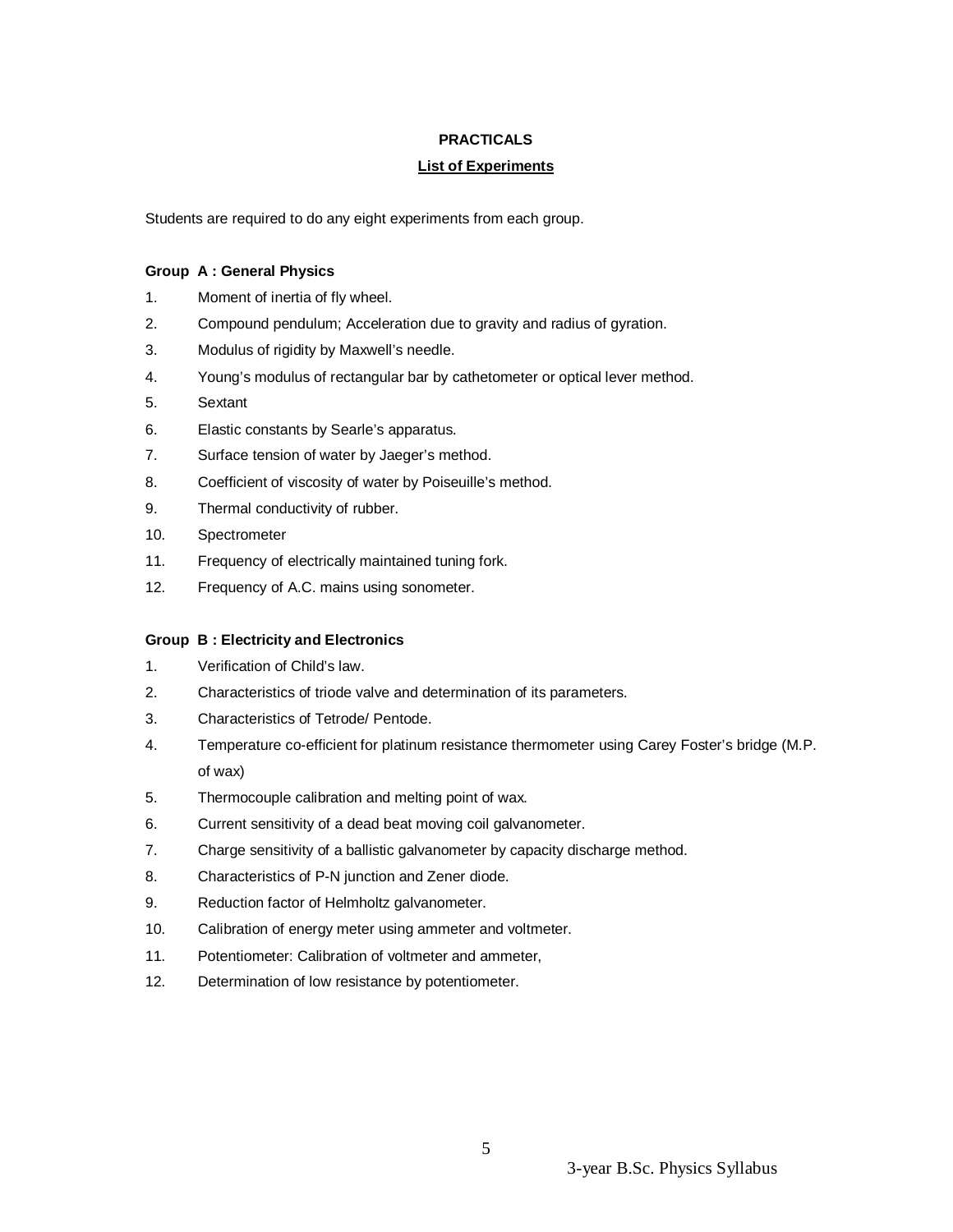## PRACTICALS

### List of Experiments

Students are required to do any eight experiments from each group.

**Group A : General Physics**

1. Moment of inertia of fly wheel.
2. Compound pendulum; Acceleration due to gravity and radius of gyration.
3. Modulus of rigidity by Maxwell's needle.
4. Young's modulus of rectangular bar by cathetometer or optical lever method.
5. Sextant
6. Elastic constants by Searle's apparatus.
7. Surface tension of water by Jaeger's method.
8. Coefficient of viscosity of water by Poiseuille's method.
9. Thermal conductivity of rubber.
10. Spectrometer
11. Frequency of electrically maintained tuning fork.
12. Frequency of A.C. mains using sonometer.

**Group B : Electricity and Electronics**

1. Verification of Child's law.
2. Characteristics of triode valve and determination of its parameters.
3. Characteristics of Tetrode/ Pentode.
4. Temperature co-efficient for platinum resistance thermometer using Carey Foster's bridge (M.P. of wax)
5. Thermocouple calibration and melting point of wax.
6. Current sensitivity of a dead beat moving coil galvanometer.
7. Charge sensitivity of a ballistic galvanometer by capacity discharge method.
8. Characteristics of P-N junction and Zener diode.
9. Reduction factor of Helmholtz galvanometer.
10. Calibration of energy meter using ammeter and voltmeter.
11. Potentiometer: Calibration of voltmeter and ammeter,
12. Determination of low resistance by potentiometer.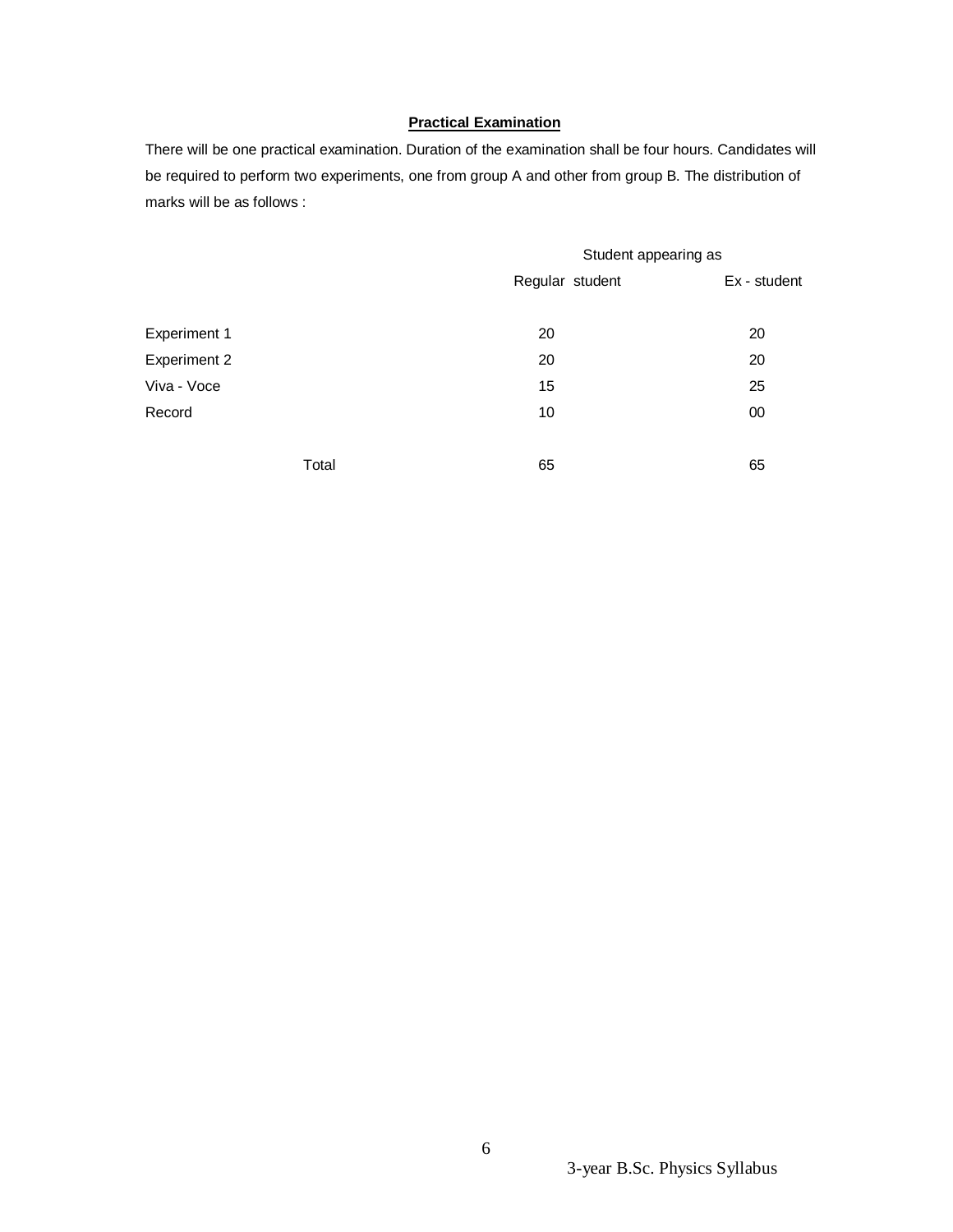**Practical Examination**

There will be one practical examination. Duration of the examination shall be four hours. Candidates will be required to perform two experiments, one from group A and other from group B. The distribution of marks will be as follows :

| | Student appearing as | |
|---|---|---|
| | Regular student | Ex - student |
| Experiment 1 | 20 | 20 |
| Experiment 2 | 20 | 20 |
| Viva - Voce | 15 | 25 |
| Record | 10 | 00 |
| Total | 65 | 65 |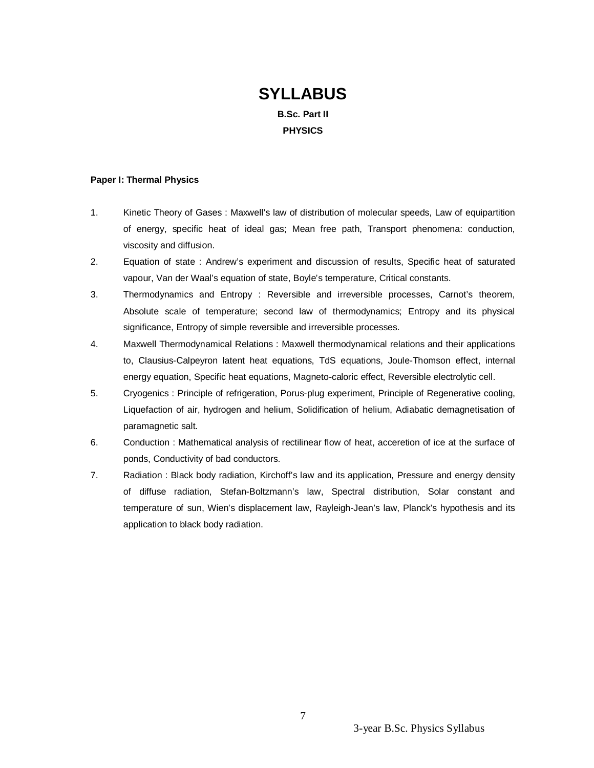# SYLLABUS

**B.Sc. Part II**

**PHYSICS**

**Paper I: Thermal Physics**

1. Kinetic Theory of Gases : Maxwell's law of distribution of molecular speeds, Law of equipartition of energy, specific heat of ideal gas; Mean free path, Transport phenomena: conduction, viscosity and diffusion.
2. Equation of state : Andrew's experiment and discussion of results, Specific heat of saturated vapour, Van der Waal's equation of state, Boyle's temperature, Critical constants.
3. Thermodynamics and Entropy : Reversible and irreversible processes, Carnot's theorem, Absolute scale of temperature; second law of thermodynamics; Entropy and its physical significance, Entropy of simple reversible and irreversible processes.
4. Maxwell Thermodynamical Relations : Maxwell thermodynamical relations and their applications to, Clausius-Calpeyron latent heat equations, TdS equations, Joule-Thomson effect, internal energy equation, Specific heat equations, Magneto-caloric effect, Reversible electrolytic cell.
5. Cryogenics : Principle of refrigeration, Porus-plug experiment, Principle of Regenerative cooling, Liquefaction of air, hydrogen and helium, Solidification of helium, Adiabatic demagnetisation of paramagnetic salt.
6. Conduction : Mathematical analysis of rectilinear flow of heat, acceretion of ice at the surface of ponds, Conductivity of bad conductors.
7. Radiation : Black body radiation, Kirchoff's law and its application, Pressure and energy density of diffuse radiation, Stefan-Boltzmann's law, Spectral distribution, Solar constant and temperature of sun, Wien's displacement law, Rayleigh-Jean's law, Planck's hypothesis and its application to black body radiation.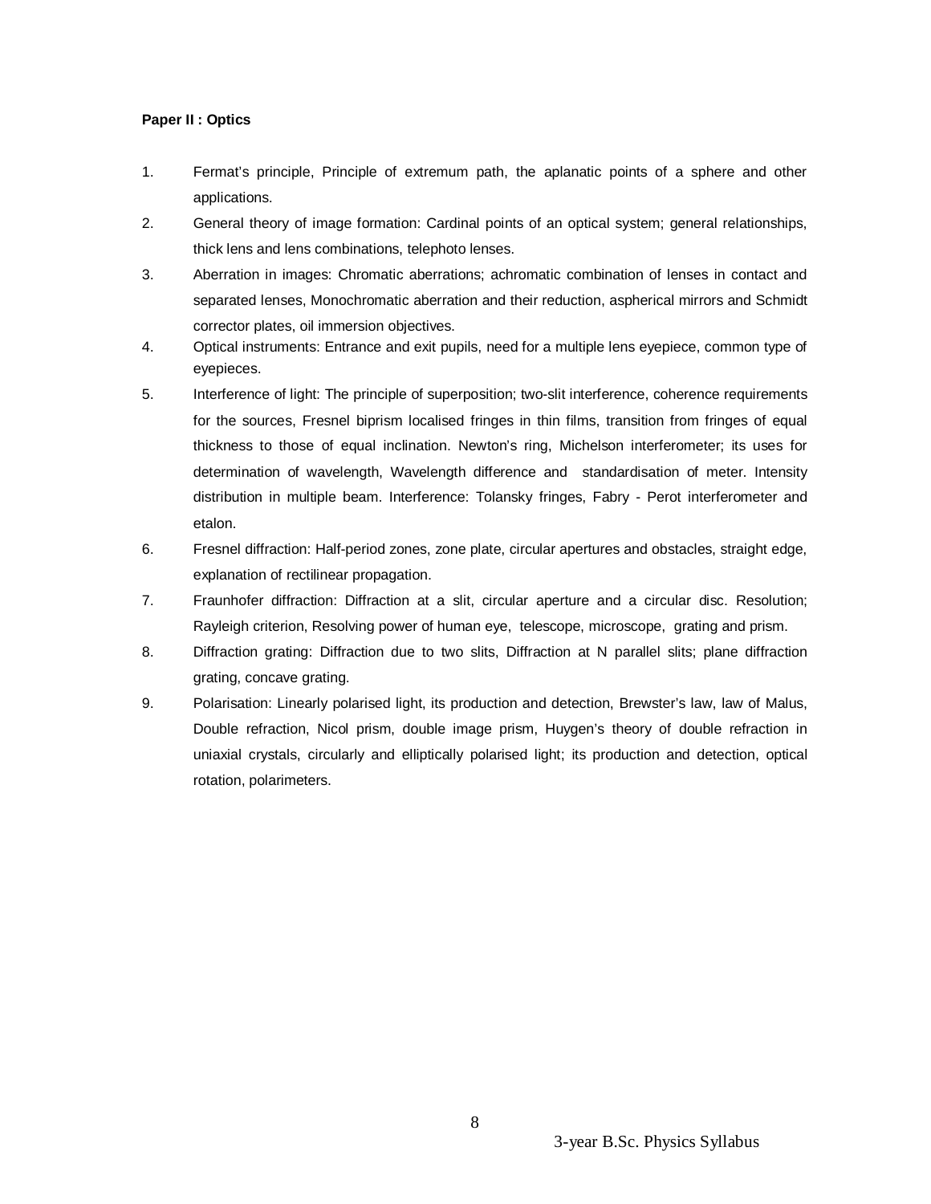**Paper II : Optics**

1. Fermat's principle, Principle of extremum path, the aplanatic points of a sphere and other applications.
2. General theory of image formation: Cardinal points of an optical system; general relationships, thick lens and lens combinations, telephoto lenses.
3. Aberration in images: Chromatic aberrations; achromatic combination of lenses in contact and separated lenses, Monochromatic aberration and their reduction, aspherical mirrors and Schmidt corrector plates, oil immersion objectives.
4. Optical instruments: Entrance and exit pupils, need for a multiple lens eyepiece, common type of eyepieces.
5. Interference of light: The principle of superposition; two-slit interference, coherence requirements for the sources, Fresnel biprism localised fringes in thin films, transition from fringes of equal thickness to those of equal inclination. Newton's ring, Michelson interferometer; its uses for determination of wavelength, Wavelength difference and standardisation of meter. Intensity distribution in multiple beam. Interference: Tolansky fringes, Fabry - Perot interferometer and etalon.
6. Fresnel diffraction: Half-period zones, zone plate, circular apertures and obstacles, straight edge, explanation of rectilinear propagation.
7. Fraunhofer diffraction: Diffraction at a slit, circular aperture and a circular disc. Resolution; Rayleigh criterion, Resolving power of human eye, telescope, microscope, grating and prism.
8. Diffraction grating: Diffraction due to two slits, Diffraction at N parallel slits; plane diffraction grating, concave grating.
9. Polarisation: Linearly polarised light, its production and detection, Brewster's law, law of Malus, Double refraction, Nicol prism, double image prism, Huygen's theory of double refraction in uniaxial crystals, circularly and elliptically polarised light; its production and detection, optical rotation, polarimeters.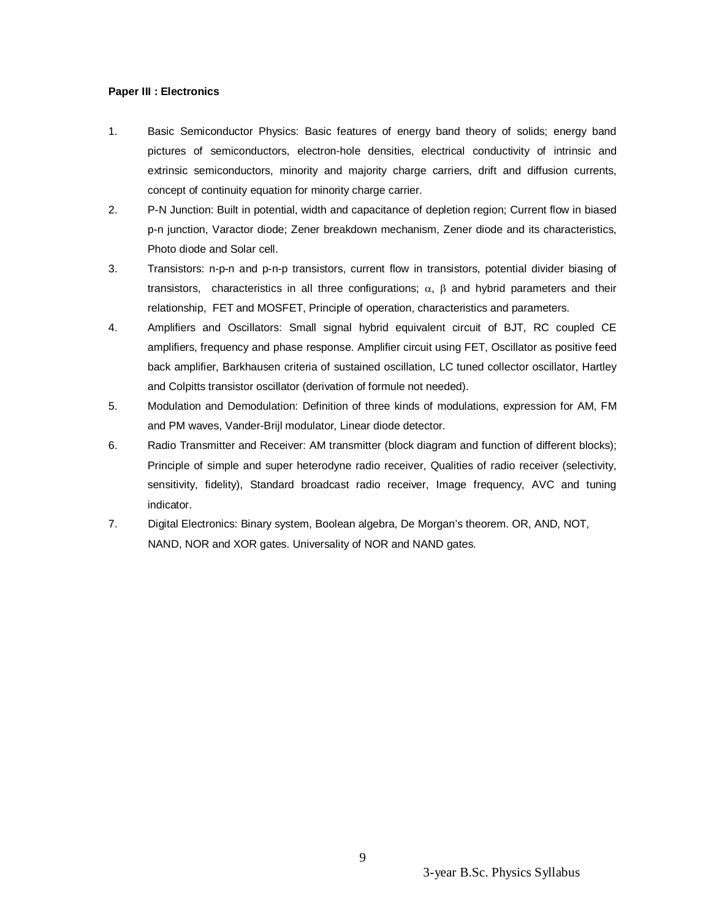**Paper III : Electronics**

1. Basic Semiconductor Physics: Basic features of energy band theory of solids; energy band pictures of semiconductors, electron-hole densities, electrical conductivity of intrinsic and extrinsic semiconductors, minority and majority charge carriers, drift and diffusion currents, concept of continuity equation for minority charge carrier.
2. P-N Junction: Built in potential, width and capacitance of depletion region; Current flow in biased p-n junction, Varactor diode; Zener breakdown mechanism, Zener diode and its characteristics, Photo diode and Solar cell.
3. Transistors: n-p-n and p-n-p transistors, current flow in transistors, potential divider biasing of transistors, characteristics in all three configurations; $\alpha$, $\beta$ and hybrid parameters and their relationship, FET and MOSFET, Principle of operation, characteristics and parameters.
4. Amplifiers and Oscillators: Small signal hybrid equivalent circuit of BJT, RC coupled CE amplifiers, frequency and phase response. Amplifier circuit using FET, Oscillator as positive feed back amplifier, Barkhausen criteria of sustained oscillation, LC tuned collector oscillator, Hartley and Colpitts transistor oscillator (derivation of formule not needed).
5. Modulation and Demodulation: Definition of three kinds of modulations, expression for AM, FM and PM waves, Vander-Brijl modulator, Linear diode detector.
6. Radio Transmitter and Receiver: AM transmitter (block diagram and function of different blocks); Principle of simple and super heterodyne radio receiver, Qualities of radio receiver (selectivity, sensitivity, fidelity), Standard broadcast radio receiver, Image frequency, AVC and tuning indicator.
7. Digital Electronics: Binary system, Boolean algebra, De Morgan's theorem. OR, AND, NOT, NAND, NOR and XOR gates. Universality of NOR and NAND gates.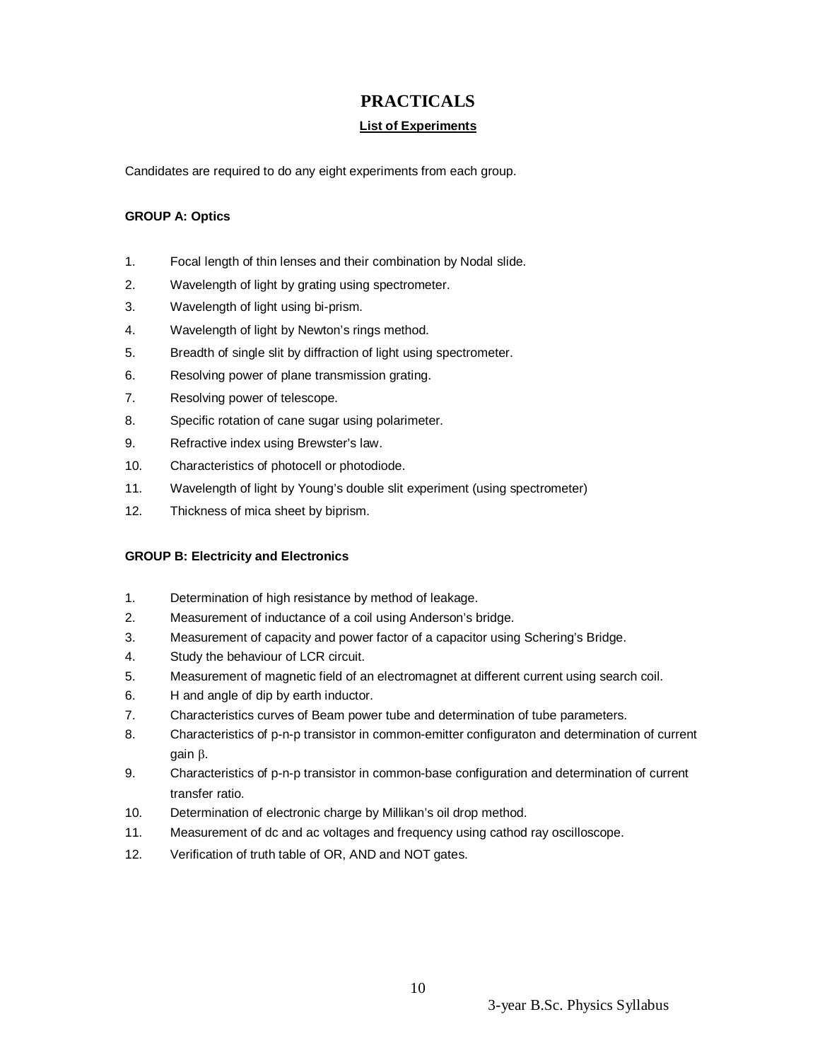# PRACTICALS

## List of Experiments

Candidates are required to do any eight experiments from each group.

### GROUP A: Optics

1. Focal length of thin lenses and their combination by Nodal slide.
2. Wavelength of light by grating using spectrometer.
3. Wavelength of light using bi-prism.
4. Wavelength of light by Newton's rings method.
5. Breadth of single slit by diffraction of light using spectrometer.
6. Resolving power of plane transmission grating.
7. Resolving power of telescope.
8. Specific rotation of cane sugar using polarimeter.
9. Refractive index using Brewster's law.
10. Characteristics of photocell or photodiode.
11. Wavelength of light by Young's double slit experiment (using spectrometer)
12. Thickness of mica sheet by biprism.

### GROUP B: Electricity and Electronics

1. Determination of high resistance by method of leakage.
2. Measurement of inductance of a coil using Anderson's bridge.
3. Measurement of capacity and power factor of a capacitor using Schering's Bridge.
4. Study the behaviour of LCR circuit.
5. Measurement of magnetic field of an electromagnet at different current using search coil.
6. H and angle of dip by earth inductor.
7. Characteristics curves of Beam power tube and determination of tube parameters.
8. Characteristics of p-n-p transistor in common-emitter configuraton and determination of current gain $\beta$.
9. Characteristics of p-n-p transistor in common-base configuration and determination of current transfer ratio.
10. Determination of electronic charge by Millikan's oil drop method.
11. Measurement of dc and ac voltages and frequency using cathod ray oscilloscope.
12. Verification of truth table of OR, AND and NOT gates.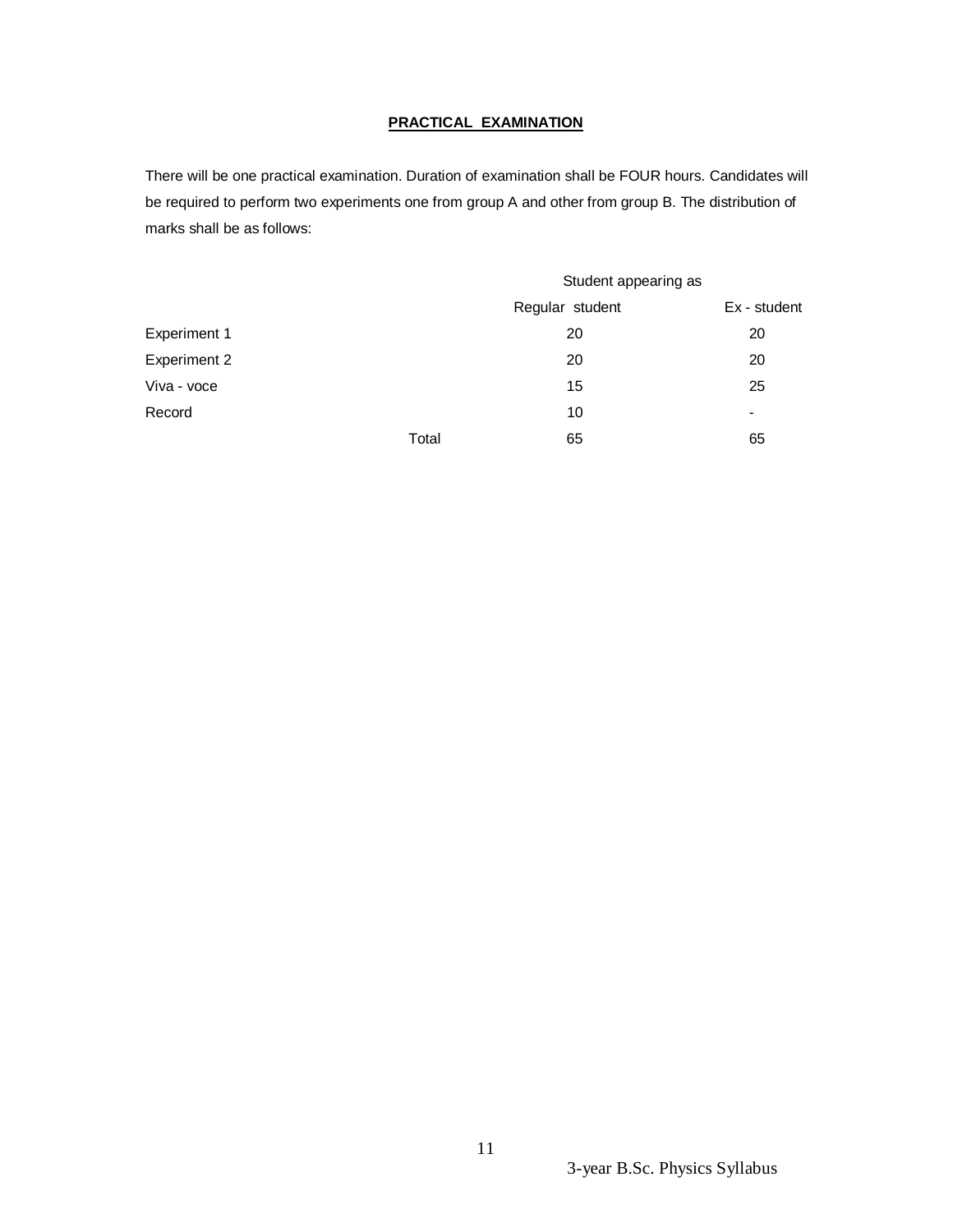## PRACTICAL EXAMINATION

There will be one practical examination. Duration of examination shall be FOUR hours. Candidates will be required to perform two experiments one from group A and other from group B. The distribution of marks shall be as follows:

| | Student appearing as | |
|---|---|---|
| | Regular student | Ex - student |
| Experiment 1 | 20 | 20 |
| Experiment 2 | 20 | 20 |
| Viva - voce | 15 | 25 |
| Record | 10 | - |
| Total | 65 | 65 |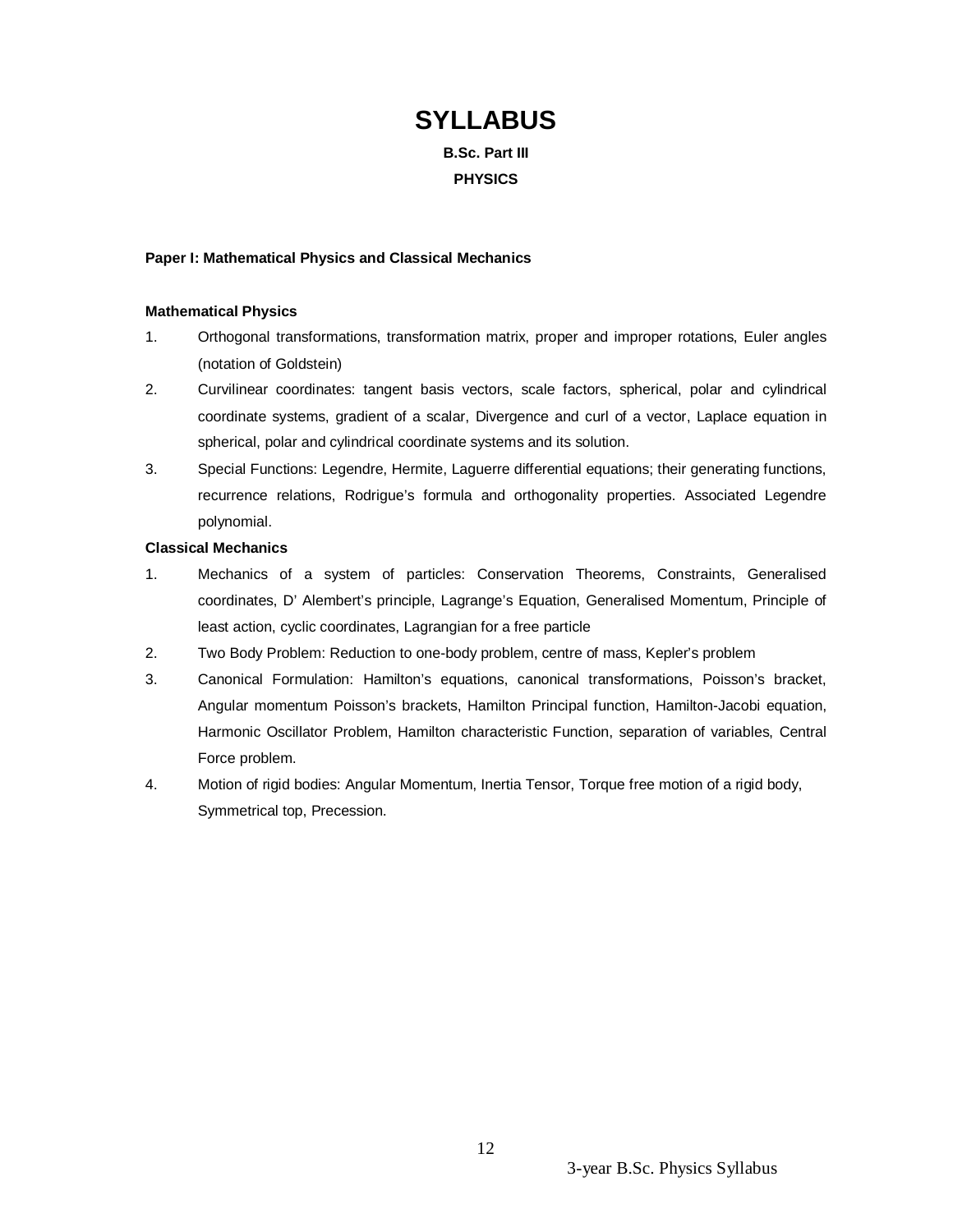# SYLLABUS

**B.Sc. Part III**

**PHYSICS**

**Paper I: Mathematical Physics and Classical Mechanics**

**Mathematical Physics**

1. Orthogonal transformations, transformation matrix, proper and improper rotations, Euler angles (notation of Goldstein)
2. Curvilinear coordinates: tangent basis vectors, scale factors, spherical, polar and cylindrical coordinate systems, gradient of a scalar, Divergence and curl of a vector, Laplace equation in spherical, polar and cylindrical coordinate systems and its solution.
3. Special Functions: Legendre, Hermite, Laguerre differential equations; their generating functions, recurrence relations, Rodrigue's formula and orthogonality properties. Associated Legendre polynomial.

**Classical Mechanics**

1. Mechanics of a system of particles: Conservation Theorems, Constraints, Generalised coordinates, D' Alembert's principle, Lagrange's Equation, Generalised Momentum, Principle of least action, cyclic coordinates, Lagrangian for a free particle
2. Two Body Problem: Reduction to one-body problem, centre of mass, Kepler's problem
3. Canonical Formulation: Hamilton's equations, canonical transformations, Poisson's bracket, Angular momentum Poisson's brackets, Hamilton Principal function, Hamilton-Jacobi equation, Harmonic Oscillator Problem, Hamilton characteristic Function, separation of variables, Central Force problem.
4. Motion of rigid bodies: Angular Momentum, Inertia Tensor, Torque free motion of a rigid body, Symmetrical top, Precession.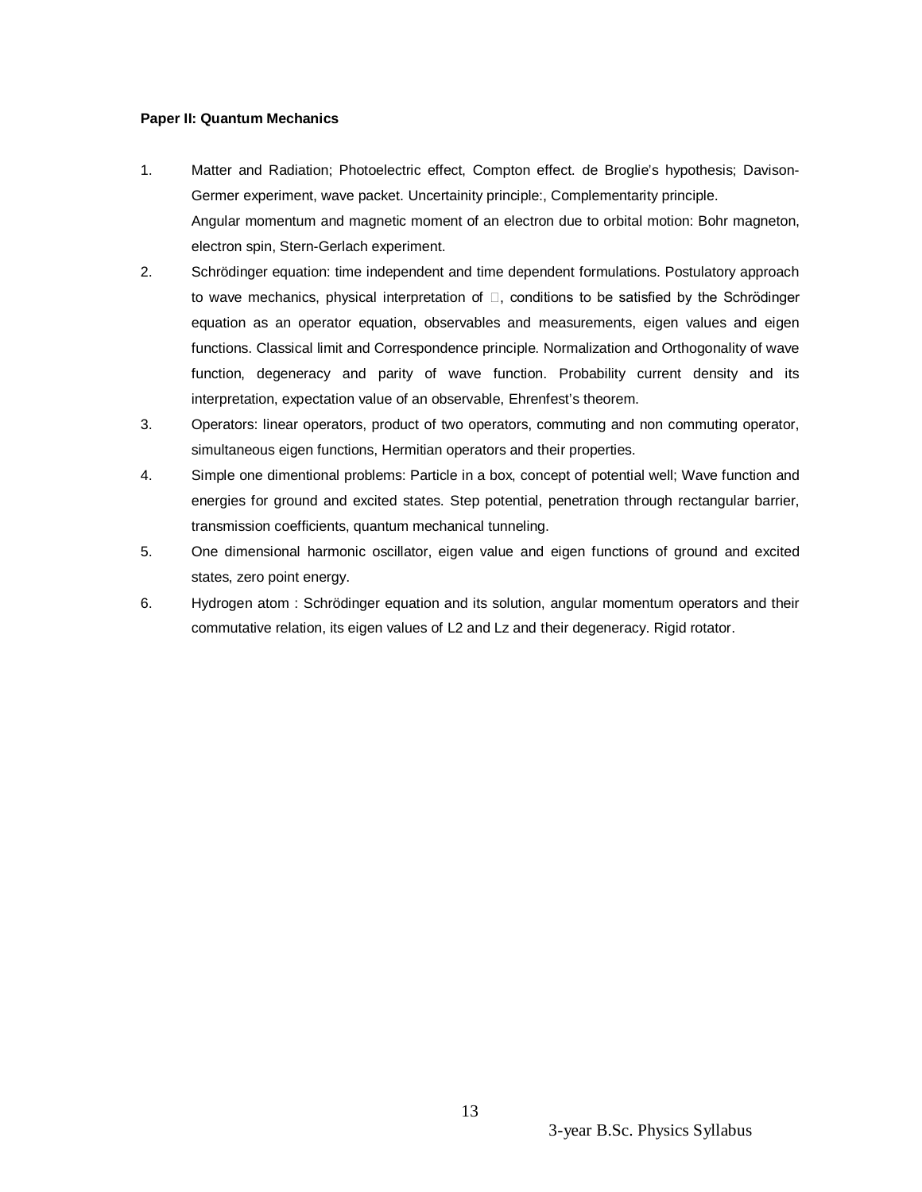**Paper II: Quantum Mechanics**

1. Matter and Radiation; Photoelectric effect, Compton effect. de Broglie's hypothesis; Davison-Germer experiment, wave packet. Uncertainity principle:, Complementarity principle.
   Angular momentum and magnetic moment of an electron due to orbital motion: Bohr magneton, electron spin, Stern-Gerlach experiment.
2. Schrödinger equation: time independent and time dependent formulations. Postulatory approach to wave mechanics, physical interpretation of $\psi$, conditions to be satisfied by the Schrödinger equation as an operator equation, observables and measurements, eigen values and eigen functions. Classical limit and Correspondence principle. Normalization and Orthogonality of wave function, degeneracy and parity of wave function. Probability current density and its interpretation, expectation value of an observable, Ehrenfest's theorem.
3. Operators: linear operators, product of two operators, commuting and non commuting operator, simultaneous eigen functions, Hermitian operators and their properties.
4. Simple one dimentional problems: Particle in a box, concept of potential well; Wave function and energies for ground and excited states. Step potential, penetration through rectangular barrier, transmission coefficients, quantum mechanical tunneling.
5. One dimensional harmonic oscillator, eigen value and eigen functions of ground and excited states, zero point energy.
6. Hydrogen atom : Schrödinger equation and its solution, angular momentum operators and their commutative relation, its eigen values of $L^2$ and $L_z$ and their degeneracy. Rigid rotator.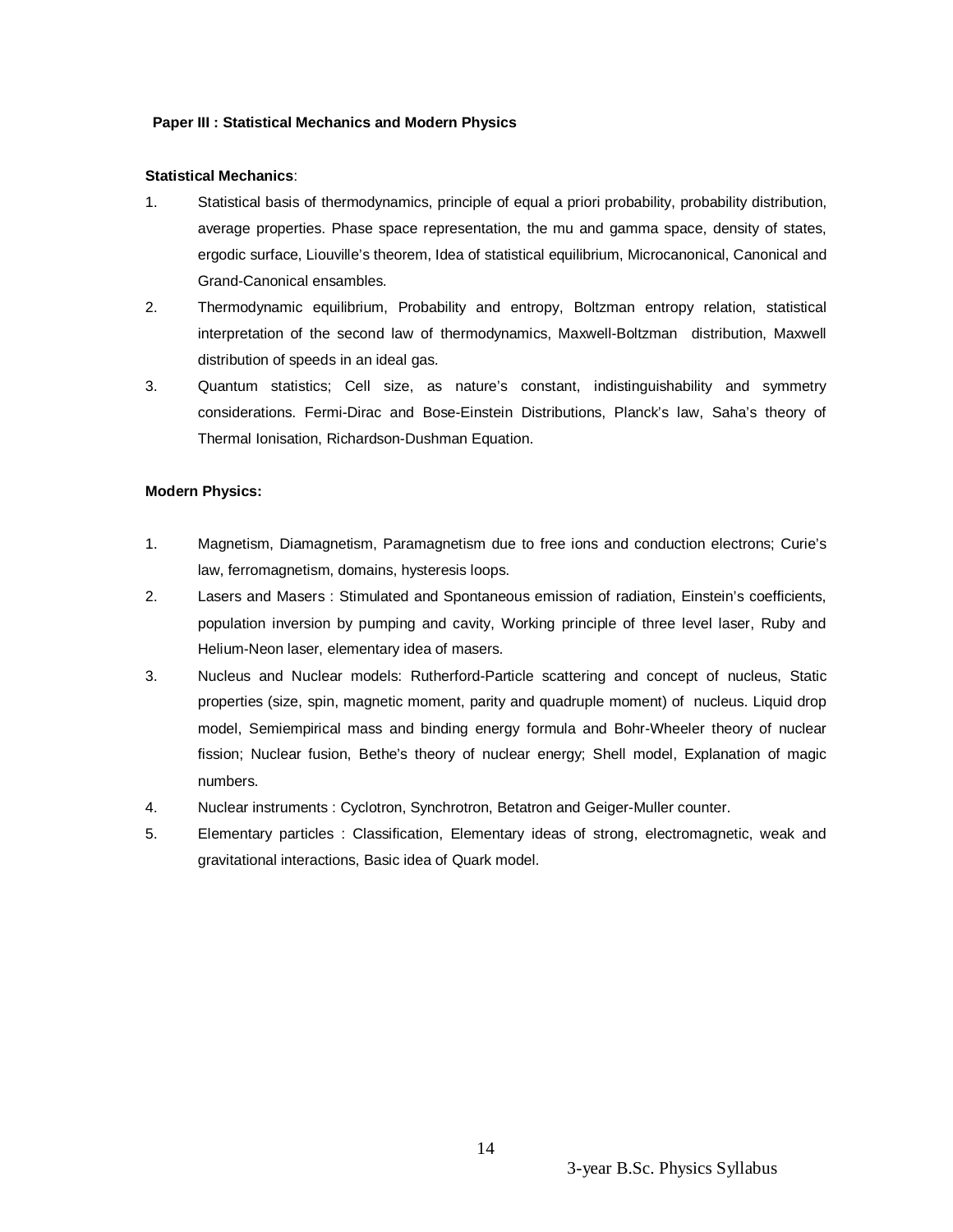## Paper III : Statistical Mechanics and Modern Physics

**Statistical Mechanics**:

1. Statistical basis of thermodynamics, principle of equal a priori probability, probability distribution, average properties. Phase space representation, the mu and gamma space, density of states, ergodic surface, Liouville's theorem, Idea of statistical equilibrium, Microcanonical, Canonical and Grand-Canonical ensambles.
2. Thermodynamic equilibrium, Probability and entropy, Boltzman entropy relation, statistical interpretation of the second law of thermodynamics, Maxwell-Boltzman distribution, Maxwell distribution of speeds in an ideal gas.
3. Quantum statistics; Cell size, as nature's constant, indistinguishability and symmetry considerations. Fermi-Dirac and Bose-Einstein Distributions, Planck's law, Saha's theory of Thermal Ionisation, Richardson-Dushman Equation.

**Modern Physics:**

1. Magnetism, Diamagnetism, Paramagnetism due to free ions and conduction electrons; Curie's law, ferromagnetism, domains, hysteresis loops.
2. Lasers and Masers : Stimulated and Spontaneous emission of radiation, Einstein's coefficients, population inversion by pumping and cavity, Working principle of three level laser, Ruby and Helium-Neon laser, elementary idea of masers.
3. Nucleus and Nuclear models: Rutherford-Particle scattering and concept of nucleus, Static properties (size, spin, magnetic moment, parity and quadruple moment) of nucleus. Liquid drop model, Semiempirical mass and binding energy formula and Bohr-Wheeler theory of nuclear fission; Nuclear fusion, Bethe's theory of nuclear energy; Shell model, Explanation of magic numbers.
4. Nuclear instruments : Cyclotron, Synchrotron, Betatron and Geiger-Muller counter.
5. Elementary particles : Classification, Elementary ideas of strong, electromagnetic, weak and gravitational interactions, Basic idea of Quark model.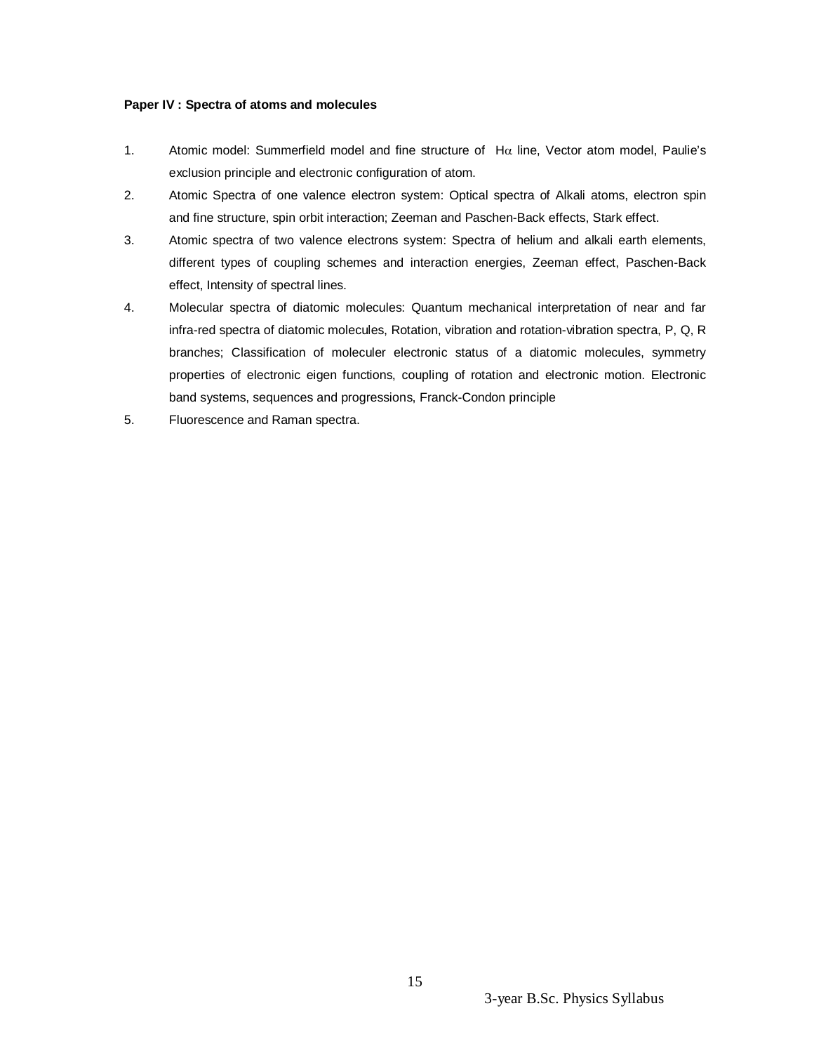**Paper IV : Spectra of atoms and molecules**

1. Atomic model: Summerfield model and fine structure of $H\alpha$ line, Vector atom model, Paulie's exclusion principle and electronic configuration of atom.
2. Atomic Spectra of one valence electron system: Optical spectra of Alkali atoms, electron spin and fine structure, spin orbit interaction; Zeeman and Paschen-Back effects, Stark effect.
3. Atomic spectra of two valence electrons system: Spectra of helium and alkali earth elements, different types of coupling schemes and interaction energies, Zeeman effect, Paschen-Back effect, Intensity of spectral lines.
4. Molecular spectra of diatomic molecules: Quantum mechanical interpretation of near and far infra-red spectra of diatomic molecules, Rotation, vibration and rotation-vibration spectra, P, Q, R branches; Classification of moleculer electronic status of a diatomic molecules, symmetry properties of electronic eigen functions, coupling of rotation and electronic motion. Electronic band systems, sequences and progressions, Franck-Condon principle
5. Fluorescence and Raman spectra.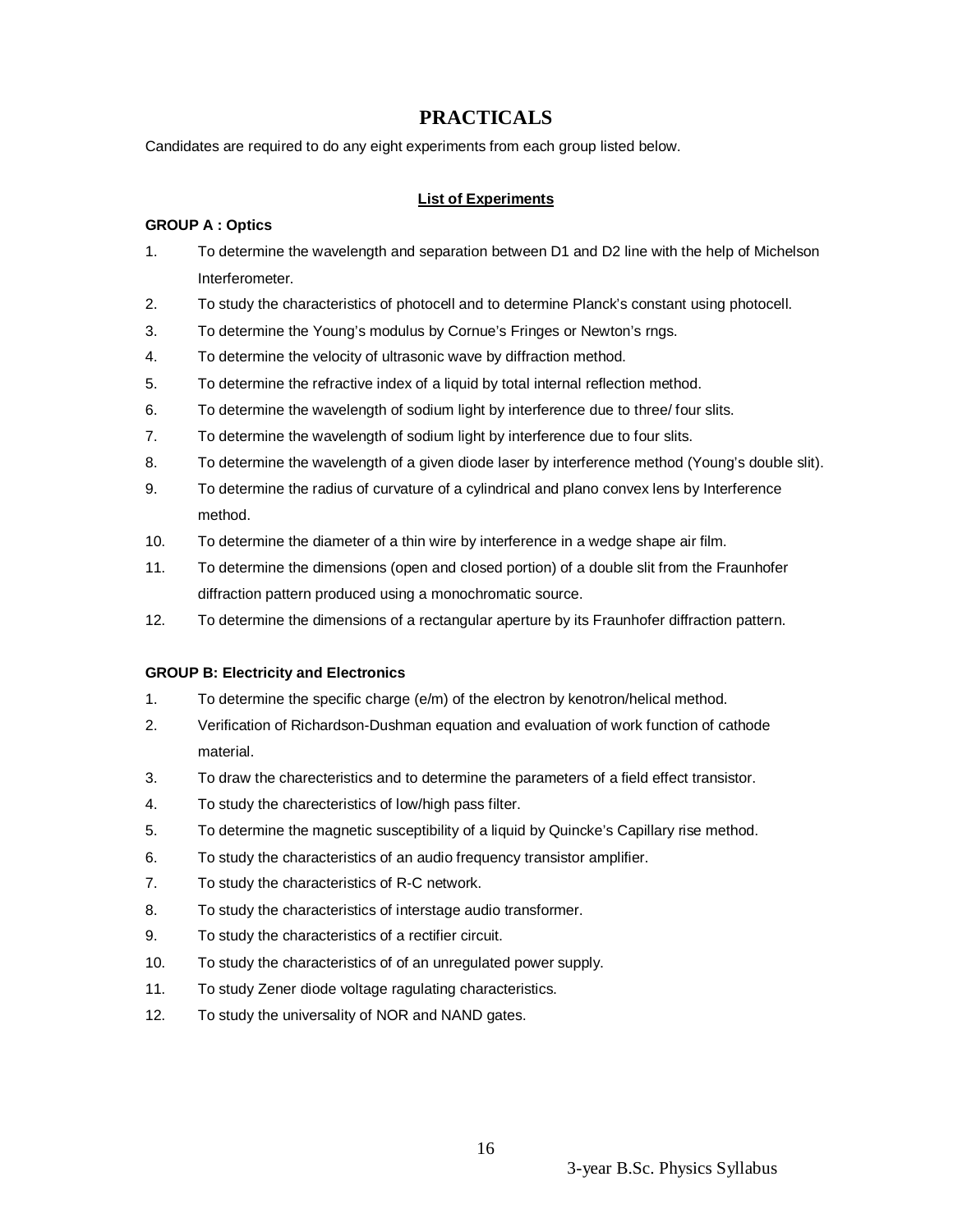# PRACTICALS

Candidates are required to do any eight experiments from each group listed below.

**List of Experiments**

**GROUP A : Optics**

1. To determine the wavelength and separation between D1 and D2 line with the help of Michelson Interferometer.
2. To study the characteristics of photocell and to determine Planck's constant using photocell.
3. To determine the Young's modulus by Cornue's Fringes or Newton's rngs.
4. To determine the velocity of ultrasonic wave by diffraction method.
5. To determine the refractive index of a liquid by total internal reflection method.
6. To determine the wavelength of sodium light by interference due to three/ four slits.
7. To determine the wavelength of sodium light by interference due to four slits.
8. To determine the wavelength of a given diode laser by interference method (Young's double slit).
9. To determine the radius of curvature of a cylindrical and plano convex lens by Interference method.
10. To determine the diameter of a thin wire by interference in a wedge shape air film.
11. To determine the dimensions (open and closed portion) of a double slit from the Fraunhofer diffraction pattern produced using a monochromatic source.
12. To determine the dimensions of a rectangular aperture by its Fraunhofer diffraction pattern.

**GROUP B: Electricity and Electronics**

1. To determine the specific charge (e/m) of the electron by kenotron/helical method.
2. Verification of Richardson-Dushman equation and evaluation of work function of cathode material.
3. To draw the charecteristics and to determine the parameters of a field effect transistor.
4. To study the charecteristics of low/high pass filter.
5. To determine the magnetic susceptibility of a liquid by Quincke's Capillary rise method.
6. To study the characteristics of an audio frequency transistor amplifier.
7. To study the characteristics of R-C network.
8. To study the characteristics of interstage audio transformer.
9. To study the characteristics of a rectifier circuit.
10. To study the characteristics of of an unregulated power supply.
11. To study Zener diode voltage ragulating characteristics.
12. To study the universality of NOR and NAND gates.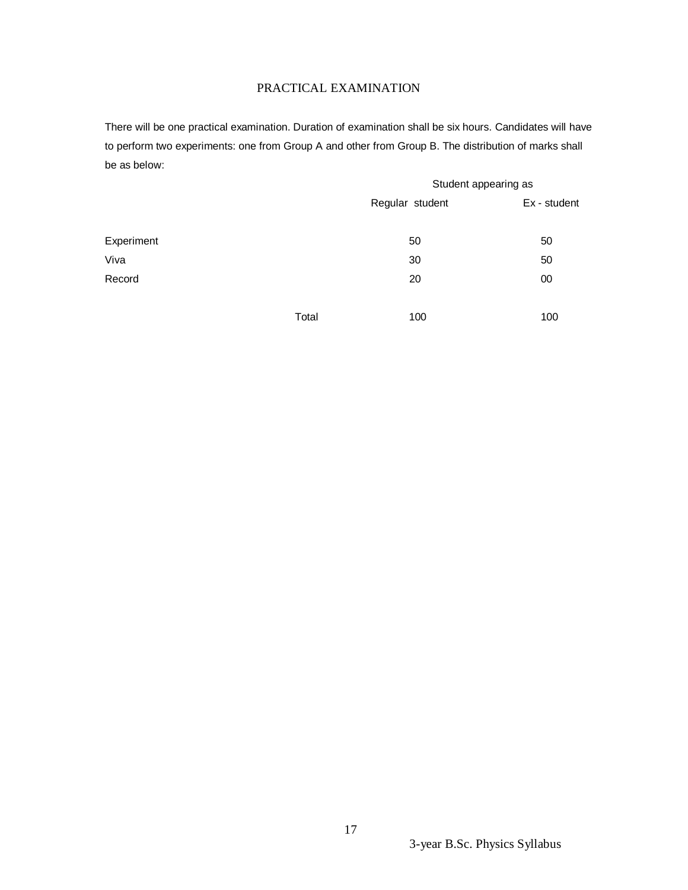# PRACTICAL EXAMINATION

There will be one practical examination. Duration of examination shall be six hours. Candidates will have to perform two experiments: one from Group A and other from Group B. The distribution of marks shall be as below:

| | Student appearing as | |
|---|---|---|
| | Regular student | Ex - student |
| Experiment | 50 | 50 |
| Viva | 30 | 50 |
| Record | 20 | 00 |
| Total | 100 | 100 |